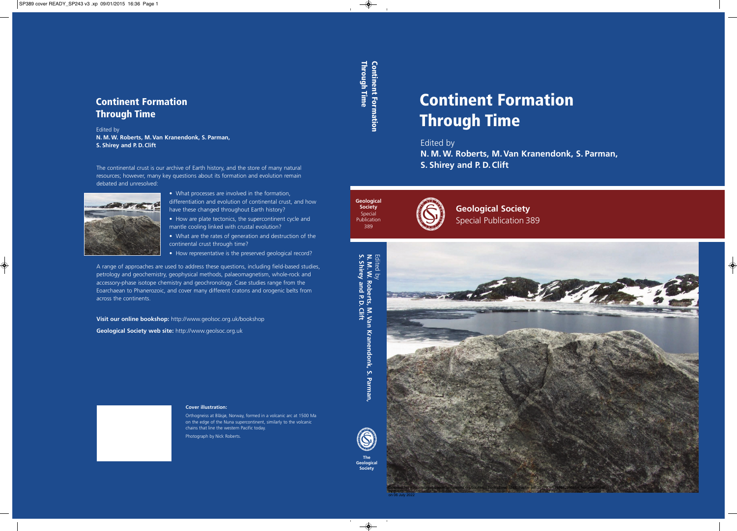# Continent Formation Through Time

Edited by
**N. M. W. Roberts, M. Van Kranendonk, S. Parman, S. Shirey and P. D. Clift**

**Geological Society**
Special Publication 389

The continental crust is our archive of Earth history, and the store of many natural resources; however, many key questions about its formation and evolution remain debated and unresolved:

- What processes are involved in the formation, differentiation and evolution of continental crust, and how have these changed throughout Earth history?
- How are plate tectonics, the supercontinent cycle and mantle cooling linked with crustal evolution?
- What are the rates of generation and destruction of the continental crust through time?
- How representative is the preserved geological record?

A range of approaches are used to address these questions, including field-based studies, petrology and geochemistry, geophysical methods, palaeomagnetism, whole-rock and accessory-phase isotope chemistry and geochronology. Case studies range from the Eoarchaean to Phanerozoic, and cover many different cratons and orogenic belts from across the continents.

**Visit our online bookshop:** http://www.geolsoc.org.uk/bookshop

**Geological Society web site:** http://www.geolsoc.org.uk

**Cover illustration:**

Orthogneiss at Blåsjø, Norway, formed in a volcanic arc at 1500 Ma on the edge of the Nuna supercontinent, similarly to the volcanic chains that line the western Pacific today.

Photograph by Nick Roberts.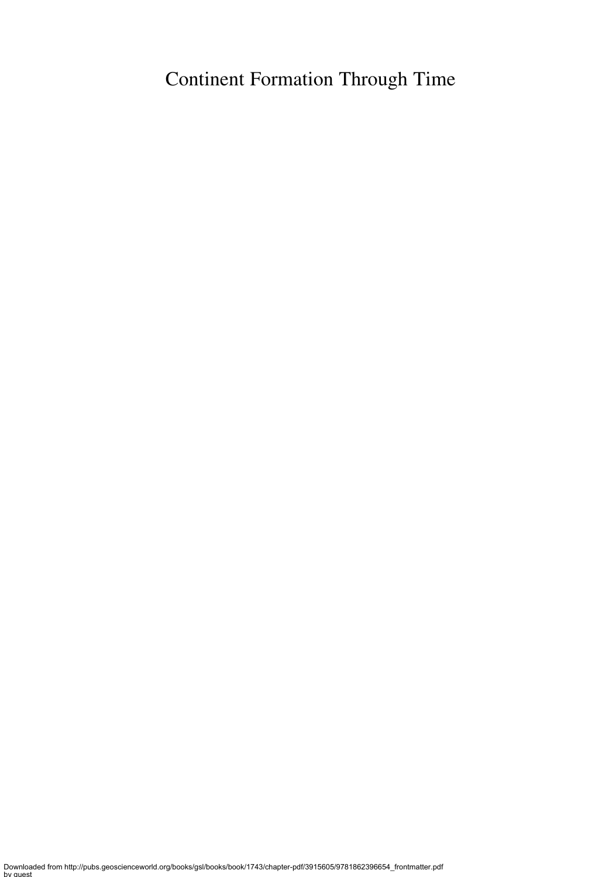# Continent Formation Through Time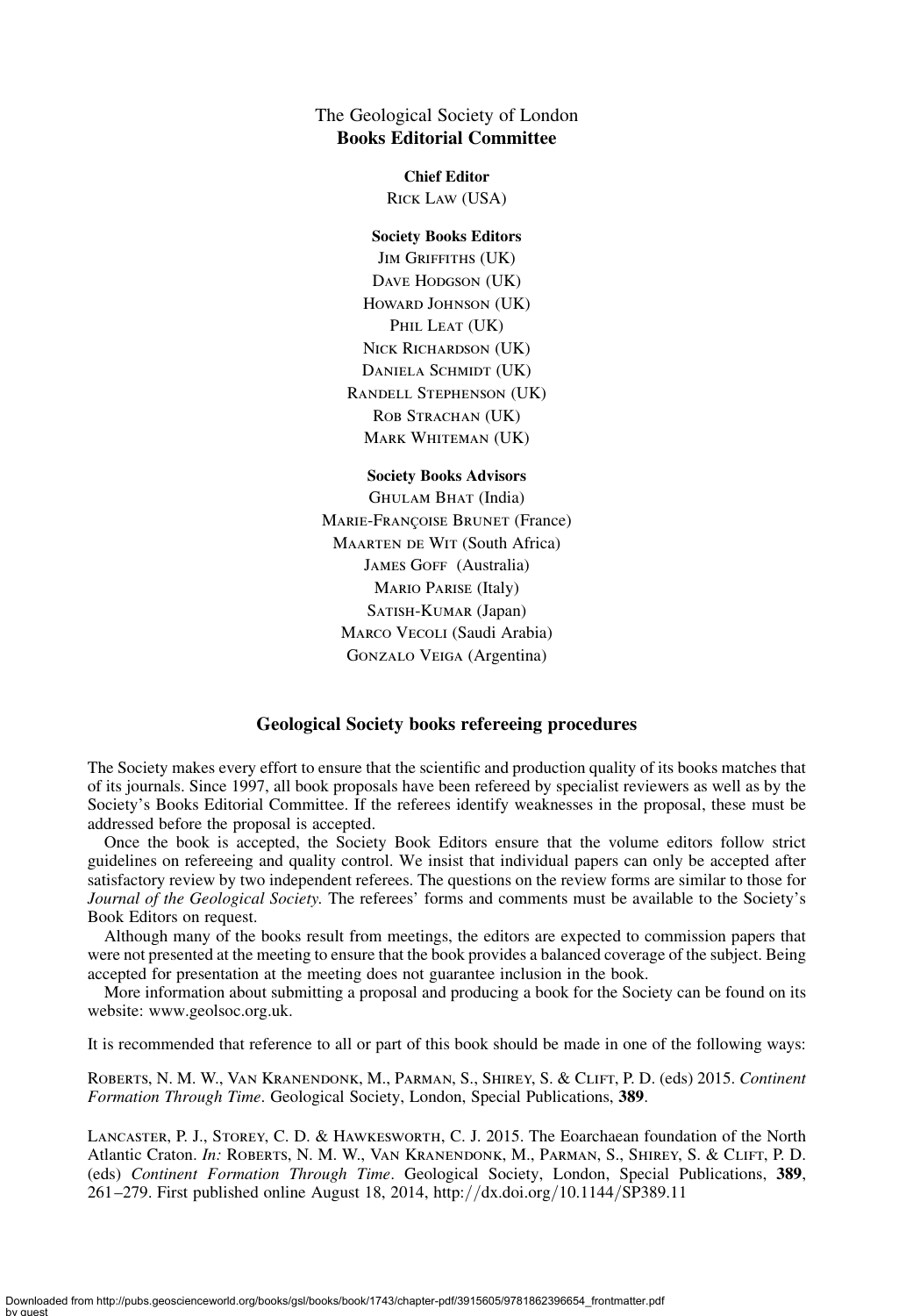The Geological Society of London
## Books Editorial Committee

**Chief Editor**

Rick Law (USA)

**Society Books Editors**

Jim Griffiths (UK)
Dave Hodgson (UK)
Howard Johnson (UK)
Phil Leat (UK)
Nick Richardson (UK)
Daniela Schmidt (UK)
Randell Stephenson (UK)
Rob Strachan (UK)
Mark Whiteman (UK)

**Society Books Advisors**

Ghulam Bhat (India)
Marie-Françoise Brunet (France)
Maarten de Wit (South Africa)
James Goff (Australia)
Mario Parise (Italy)
Satish-Kumar (Japan)
Marco Vecoli (Saudi Arabia)
Gonzalo Veiga (Argentina)

## Geological Society books refereeing procedures

The Society makes every effort to ensure that the scientific and production quality of its books matches that of its journals. Since 1997, all book proposals have been refereed by specialist reviewers as well as by the Society's Books Editorial Committee. If the referees identify weaknesses in the proposal, these must be addressed before the proposal is accepted.

Once the book is accepted, the Society Book Editors ensure that the volume editors follow strict guidelines on refereeing and quality control. We insist that individual papers can only be accepted after satisfactory review by two independent referees. The questions on the review forms are similar to those for *Journal of the Geological Society.* The referees' forms and comments must be available to the Society's Book Editors on request.

Although many of the books result from meetings, the editors are expected to commission papers that were not presented at the meeting to ensure that the book provides a balanced coverage of the subject. Being accepted for presentation at the meeting does not guarantee inclusion in the book.

More information about submitting a proposal and producing a book for the Society can be found on its website: www.geolsoc.org.uk.

It is recommended that reference to all or part of this book should be made in one of the following ways:

Roberts, N. M. W., Van Kranendonk, M., Parman, S., Shirey, S. & Clift, P. D. (eds) 2015. *Continent Formation Through Time*. Geological Society, London, Special Publications, **389**.

Lancaster, P. J., Storey, C. D. & Hawkesworth, C. J. 2015. The Eoarchaean foundation of the North Atlantic Craton. *In:* Roberts, N. M. W., Van Kranendonk, M., Parman, S., Shirey, S. & Clift, P. D. (eds) *Continent Formation Through Time*. Geological Society, London, Special Publications, **389**, 261–279. First published online August 18, 2014, http://dx.doi.org/10.1144/SP389.11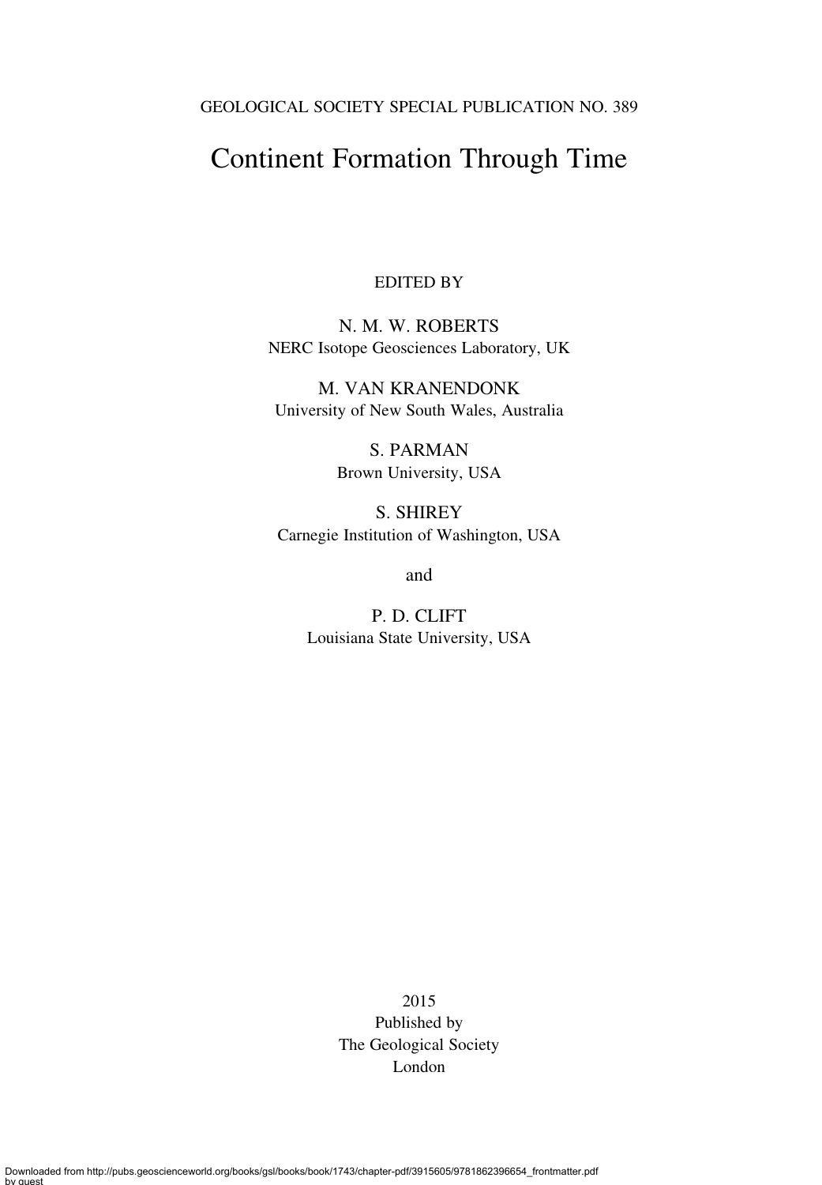GEOLOGICAL SOCIETY SPECIAL PUBLICATION NO. 389

# Continent Formation Through Time

EDITED BY

N. M. W. ROBERTS
NERC Isotope Geosciences Laboratory, UK

M. VAN KRANENDONK
University of New South Wales, Australia

S. PARMAN
Brown University, USA

S. SHIREY
Carnegie Institution of Washington, USA

and

P. D. CLIFT
Louisiana State University, USA

2015
Published by
The Geological Society
London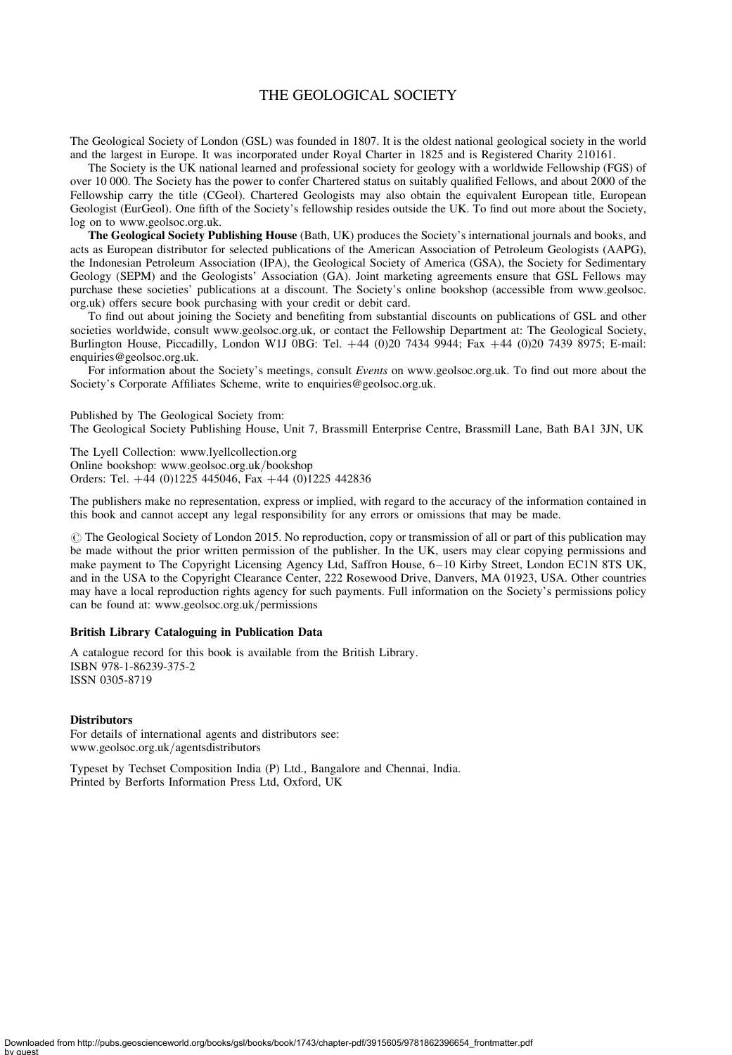# THE GEOLOGICAL SOCIETY

The Geological Society of London (GSL) was founded in 1807. It is the oldest national geological society in the world and the largest in Europe. It was incorporated under Royal Charter in 1825 and is Registered Charity 210161.

The Society is the UK national learned and professional society for geology with a worldwide Fellowship (FGS) of over 10 000. The Society has the power to confer Chartered status on suitably qualified Fellows, and about 2000 of the Fellowship carry the title (CGeol). Chartered Geologists may also obtain the equivalent European title, European Geologist (EurGeol). One fifth of the Society's fellowship resides outside the UK. To find out more about the Society, log on to www.geolsoc.org.uk.

**The Geological Society Publishing House** (Bath, UK) produces the Society's international journals and books, and acts as European distributor for selected publications of the American Association of Petroleum Geologists (AAPG), the Indonesian Petroleum Association (IPA), the Geological Society of America (GSA), the Society for Sedimentary Geology (SEPM) and the Geologists' Association (GA). Joint marketing agreements ensure that GSL Fellows may purchase these societies' publications at a discount. The Society's online bookshop (accessible from www.geolsoc.org.uk) offers secure book purchasing with your credit or debit card.

To find out about joining the Society and benefiting from substantial discounts on publications of GSL and other societies worldwide, consult www.geolsoc.org.uk, or contact the Fellowship Department at: The Geological Society, Burlington House, Piccadilly, London W1J 0BG: Tel. +44 (0)20 7434 9944; Fax +44 (0)20 7439 8975; E-mail: enquiries@geolsoc.org.uk.

For information about the Society's meetings, consult *Events* on www.geolsoc.org.uk. To find out more about the Society's Corporate Affiliates Scheme, write to enquiries@geolsoc.org.uk.

Published by The Geological Society from:
The Geological Society Publishing House, Unit 7, Brassmill Enterprise Centre, Brassmill Lane, Bath BA1 3JN, UK

The Lyell Collection: www.lyellcollection.org
Online bookshop: www.geolsoc.org.uk/bookshop
Orders: Tel. +44 (0)1225 445046, Fax +44 (0)1225 442836

The publishers make no representation, express or implied, with regard to the accuracy of the information contained in this book and cannot accept any legal responsibility for any errors or omissions that may be made.

© The Geological Society of London 2015. No reproduction, copy or transmission of all or part of this publication may be made without the prior written permission of the publisher. In the UK, users may clear copying permissions and make payment to The Copyright Licensing Agency Ltd, Saffron House, 6–10 Kirby Street, London EC1N 8TS UK, and in the USA to the Copyright Clearance Center, 222 Rosewood Drive, Danvers, MA 01923, USA. Other countries may have a local reproduction rights agency for such payments. Full information on the Society's permissions policy can be found at: www.geolsoc.org.uk/permissions

**British Library Cataloguing in Publication Data**

A catalogue record for this book is available from the British Library.
ISBN 978-1-86239-375-2
ISSN 0305-8719

**Distributors**
For details of international agents and distributors see:
www.geolsoc.org.uk/agentsdistributors

Typeset by Techset Composition India (P) Ltd., Bangalore and Chennai, India.
Printed by Berforts Information Press Ltd, Oxford, UK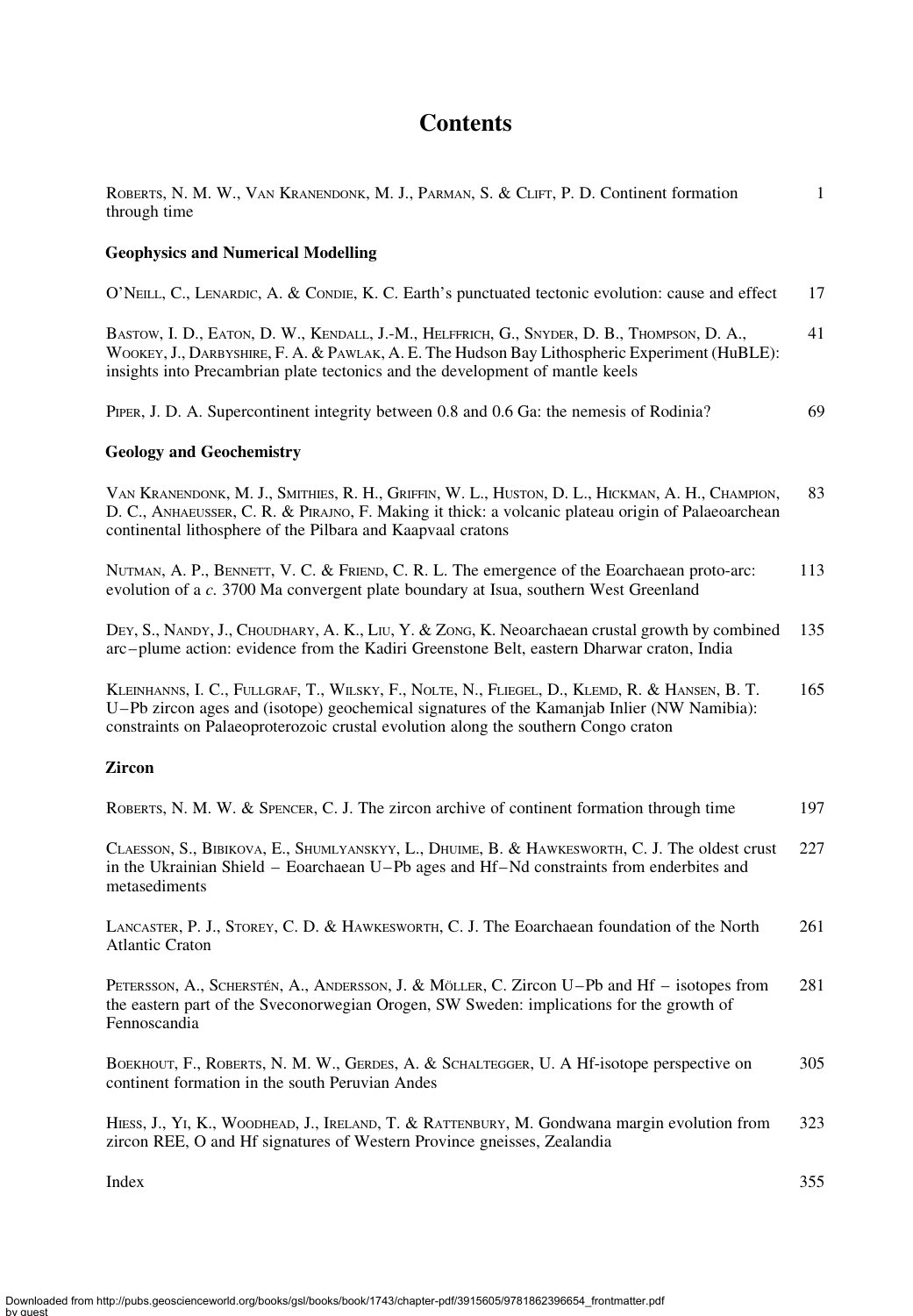# Contents

ROBERTS, N. M. W., VAN KRANENDONK, M. J., PARMAN, S. & CLIFT, P. D. Continent formation through time 1

## Geophysics and Numerical Modelling

O'NEILL, C., LENARDIC, A. & CONDIE, K. C. Earth's punctuated tectonic evolution: cause and effect 17

BASTOW, I. D., EATON, D. W., KENDALL, J.-M., HELFFRICH, G., SNYDER, D. B., THOMPSON, D. A., WOOKEY, J., DARBYSHIRE, F. A. & PAWLAK, A. E. The Hudson Bay Lithospheric Experiment (HuBLE): insights into Precambrian plate tectonics and the development of mantle keels 41

PIPER, J. D. A. Supercontinent integrity between 0.8 and 0.6 Ga: the nemesis of Rodinia? 69

## Geology and Geochemistry

VAN KRANENDONK, M. J., SMITHIES, R. H., GRIFFIN, W. L., HUSTON, D. L., HICKMAN, A. H., CHAMPION, D. C., ANHAEUSSER, C. R. & PIRAJNO, F. Making it thick: a volcanic plateau origin of Palaeoarchean continental lithosphere of the Pilbara and Kaapvaal cratons 83

NUTMAN, A. P., BENNETT, V. C. & FRIEND, C. R. L. The emergence of the Eoarchaean proto-arc: evolution of a *c.* 3700 Ma convergent plate boundary at Isua, southern West Greenland 113

DEY, S., NANDY, J., CHOUDHARY, A. K., LIU, Y. & ZONG, K. Neoarchaean crustal growth by combined arc–plume action: evidence from the Kadiri Greenstone Belt, eastern Dharwar craton, India 135

KLEINHANNS, I. C., FULLGRAF, T., WILSKY, F., NOLTE, N., FLIEGEL, D., KLEMD, R. & HANSEN, B. T. U–Pb zircon ages and (isotope) geochemical signatures of the Kamanjab Inlier (NW Namibia): constraints on Palaeoproterozoic crustal evolution along the southern Congo craton 165

## Zircon

ROBERTS, N. M. W. & SPENCER, C. J. The zircon archive of continent formation through time 197

CLAESSON, S., BIBIKOVA, E., SHUMLYANSKYY, L., DHUIME, B. & HAWKESWORTH, C. J. The oldest crust in the Ukrainian Shield – Eoarchaean U–Pb ages and Hf–Nd constraints from enderbites and metasediments 227

LANCASTER, P. J., STOREY, C. D. & HAWKESWORTH, C. J. The Eoarchaean foundation of the North Atlantic Craton 261

PETERSSON, A., SCHERSTÉN, A., ANDERSSON, J. & MÖLLER, C. Zircon U–Pb and Hf – isotopes from the eastern part of the Sveconorwegian Orogen, SW Sweden: implications for the growth of Fennoscandia 281

BOEKHOUT, F., ROBERTS, N. M. W., GERDES, A. & SCHALTEGGER, U. A Hf-isotope perspective on continent formation in the south Peruvian Andes 305

HIESS, J., YI, K., WOODHEAD, J., IRELAND, T. & RATTENBURY, M. Gondwana margin evolution from zircon REE, O and Hf signatures of Western Province gneisses, Zealandia 323

Index 355